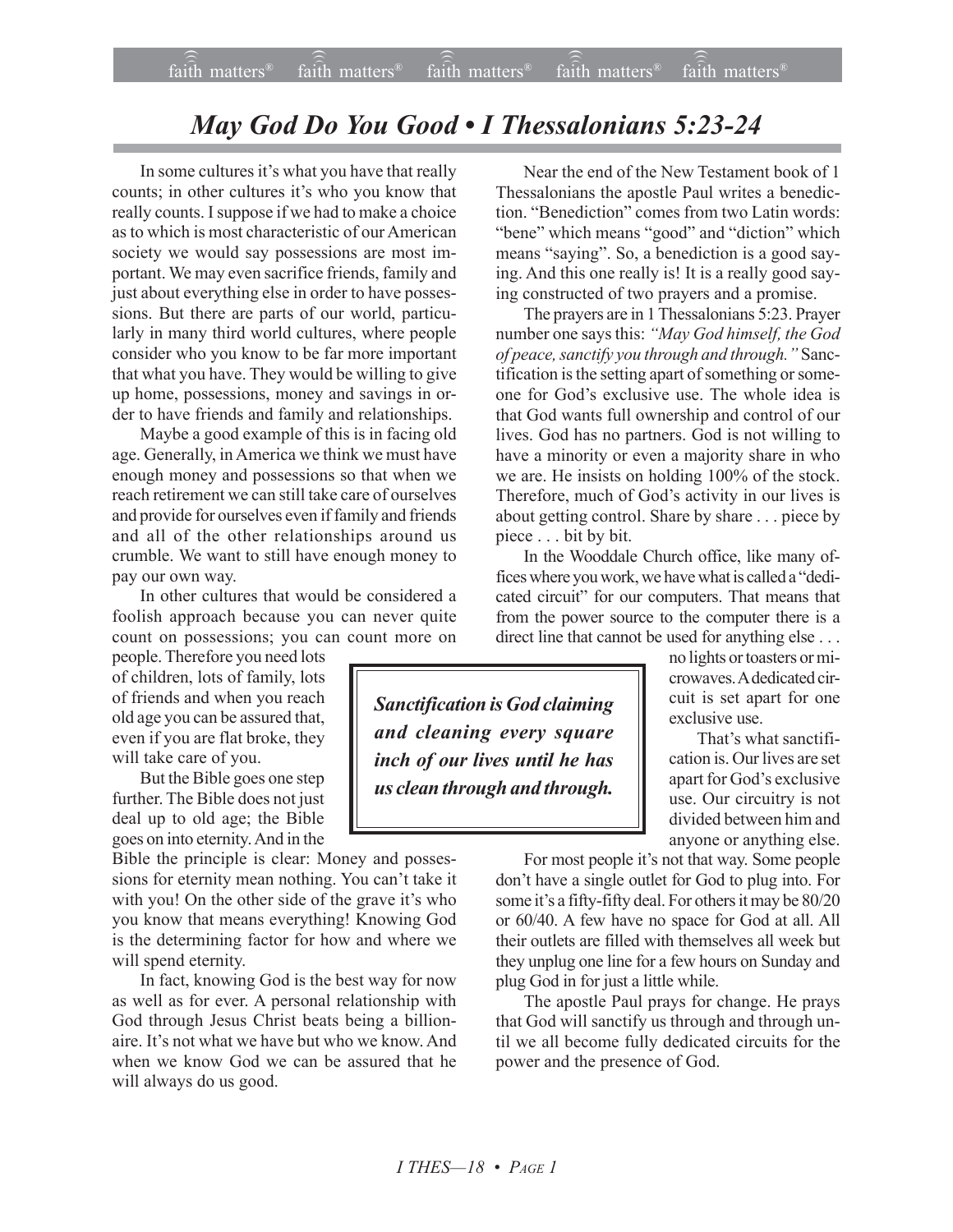# *May God Do You Good • I Thessalonians 5:23-24*

In some cultures it's what you have that really counts; in other cultures it's who you know that really counts. I suppose if we had to make a choice as to which is most characteristic of our American society we would say possessions are most important. We may even sacrifice friends, family and just about everything else in order to have possessions. But there are parts of our world, particularly in many third world cultures, where people consider who you know to be far more important that what you have. They would be willing to give up home, possessions, money and savings in order to have friends and family and relationships.

Maybe a good example of this is in facing old age. Generally, in America we think we must have enough money and possessions so that when we reach retirement we can still take care of ourselves and provide for ourselves even if family and friends and all of the other relationships around us crumble. We want to still have enough money to pay our own way.

In other cultures that would be considered a foolish approach because you can never quite count on possessions; you can count more on people. Therefore you need lots of children, lots of family, lots of friends and when you reach old age you can be assured that, even if you are flat broke, they will take care of you.

But the Bible goes one step further. The Bible does not just deal up to old age; the Bible goes on into eternity. And in the Bible the principle is clear: Money and possessions for eternity mean nothing. You can't take it with you! On the other side of the grave it's who you know that means everything! Knowing God is the determining factor for how and where we will spend eternity.

In fact, knowing God is the best way for now as well as for ever. A personal relationship with God through Jesus Christ beats being a billionaire. It's not what we have but who we know. And when we know God we can be assured that he will always do us good.

Near the end of the New Testament book of 1 Thessalonians the apostle Paul writes a benediction. "Benediction" comes from two Latin words: "bene" which means "good" and "diction" which means "saying". So, a benediction is a good saying. And this one really is! It is a really good saying constructed of two prayers and a promise.

The prayers are in 1 Thessalonians 5:23. Prayer number one says this: *"May God himself, the God of peace, sanctify you through and through."* Sanctification is the setting apart of something or someone for God's exclusive use. The whole idea is that God wants full ownership and control of our lives. God has no partners. God is not willing to have a minority or even a majority share in who we are. He insists on holding 100% of the stock. Therefore, much of God's activity in our lives is about getting control. Share by share . . . piece by piece . . . bit by bit.

In the Wooddale Church office, like many offices where you work, we have what is called a "dedicated circuit" for our computers. That means that from the power source to the computer there is a direct line that cannot be used for anything else . . . no lights or toasters or microwaves. A dedicated circuit is set apart for one exclusive use.

> ***Sanctification is God claiming and cleaning every square inch of our lives until he has us clean through and through.***

That's what sanctification is. Our lives are set apart for God's exclusive use. Our circuitry is not divided between him and anyone or anything else.

For most people it's not that way. Some people don't have a single outlet for God to plug into. For some it's a fifty-fifty deal. For others it may be 80/20 or 60/40. A few have no space for God at all. All their outlets are filled with themselves all week but they unplug one line for a few hours on Sunday and plug God in for just a little while.

The apostle Paul prays for change. He prays that God will sanctify us through and through until we all become fully dedicated circuits for the power and the presence of God.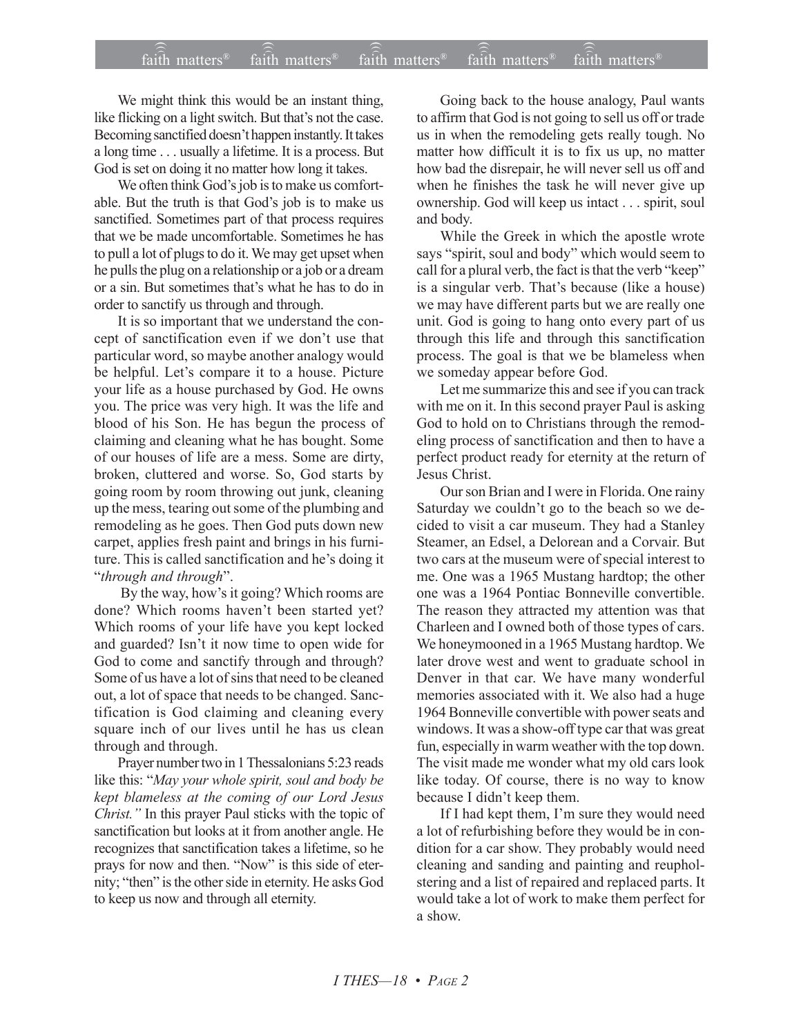We might think this would be an instant thing, like flicking on a light switch. But that's not the case. Becoming sanctified doesn't happen instantly. It takes a long time . . . usually a lifetime. It is a process. But God is set on doing it no matter how long it takes.

We often think God's job is to make us comfortable. But the truth is that God's job is to make us sanctified. Sometimes part of that process requires that we be made uncomfortable. Sometimes he has to pull a lot of plugs to do it. We may get upset when he pulls the plug on a relationship or a job or a dream or a sin. But sometimes that's what he has to do in order to sanctify us through and through.

It is so important that we understand the concept of sanctification even if we don't use that particular word, so maybe another analogy would be helpful. Let's compare it to a house. Picture your life as a house purchased by God. He owns you. The price was very high. It was the life and blood of his Son. He has begun the process of claiming and cleaning what he has bought. Some of our houses of life are a mess. Some are dirty, broken, cluttered and worse. So, God starts by going room by room throwing out junk, cleaning up the mess, tearing out some of the plumbing and remodeling as he goes. Then God puts down new carpet, applies fresh paint and brings in his furniture. This is called sanctification and he's doing it "*through and through*".

By the way, how's it going? Which rooms are done? Which rooms haven't been started yet? Which rooms of your life have you kept locked and guarded? Isn't it now time to open wide for God to come and sanctify through and through? Some of us have a lot of sins that need to be cleaned out, a lot of space that needs to be changed. Sanctification is God claiming and cleaning every square inch of our lives until he has us clean through and through.

Prayer number two in 1 Thessalonians 5:23 reads like this: "*May your whole spirit, soul and body be kept blameless at the coming of our Lord Jesus Christ.*" In this prayer Paul sticks with the topic of sanctification but looks at it from another angle. He recognizes that sanctification takes a lifetime, so he prays for now and then. "Now" is this side of eternity; "then" is the other side in eternity. He asks God to keep us now and through all eternity.

Going back to the house analogy, Paul wants to affirm that God is not going to sell us off or trade us in when the remodeling gets really tough. No matter how difficult it is to fix us up, no matter how bad the disrepair, he will never sell us off and when he finishes the task he will never give up ownership. God will keep us intact . . . spirit, soul and body.

While the Greek in which the apostle wrote says "spirit, soul and body" which would seem to call for a plural verb, the fact is that the verb "keep" is a singular verb. That's because (like a house) we may have different parts but we are really one unit. God is going to hang onto every part of us through this life and through this sanctification process. The goal is that we be blameless when we someday appear before God.

Let me summarize this and see if you can track with me on it. In this second prayer Paul is asking God to hold on to Christians through the remodeling process of sanctification and then to have a perfect product ready for eternity at the return of Jesus Christ.

Our son Brian and I were in Florida. One rainy Saturday we couldn't go to the beach so we decided to visit a car museum. They had a Stanley Steamer, an Edsel, a Delorean and a Corvair. But two cars at the museum were of special interest to me. One was a 1965 Mustang hardtop; the other one was a 1964 Pontiac Bonneville convertible. The reason they attracted my attention was that Charleen and I owned both of those types of cars. We honeymooned in a 1965 Mustang hardtop. We later drove west and went to graduate school in Denver in that car. We have many wonderful memories associated with it. We also had a huge 1964 Bonneville convertible with power seats and windows. It was a show-off type car that was great fun, especially in warm weather with the top down. The visit made me wonder what my old cars look like today. Of course, there is no way to know because I didn't keep them.

If I had kept them, I'm sure they would need a lot of refurbishing before they would be in condition for a car show. They probably would need cleaning and sanding and painting and reupholstering and a list of repaired and replaced parts. It would take a lot of work to make them perfect for a show.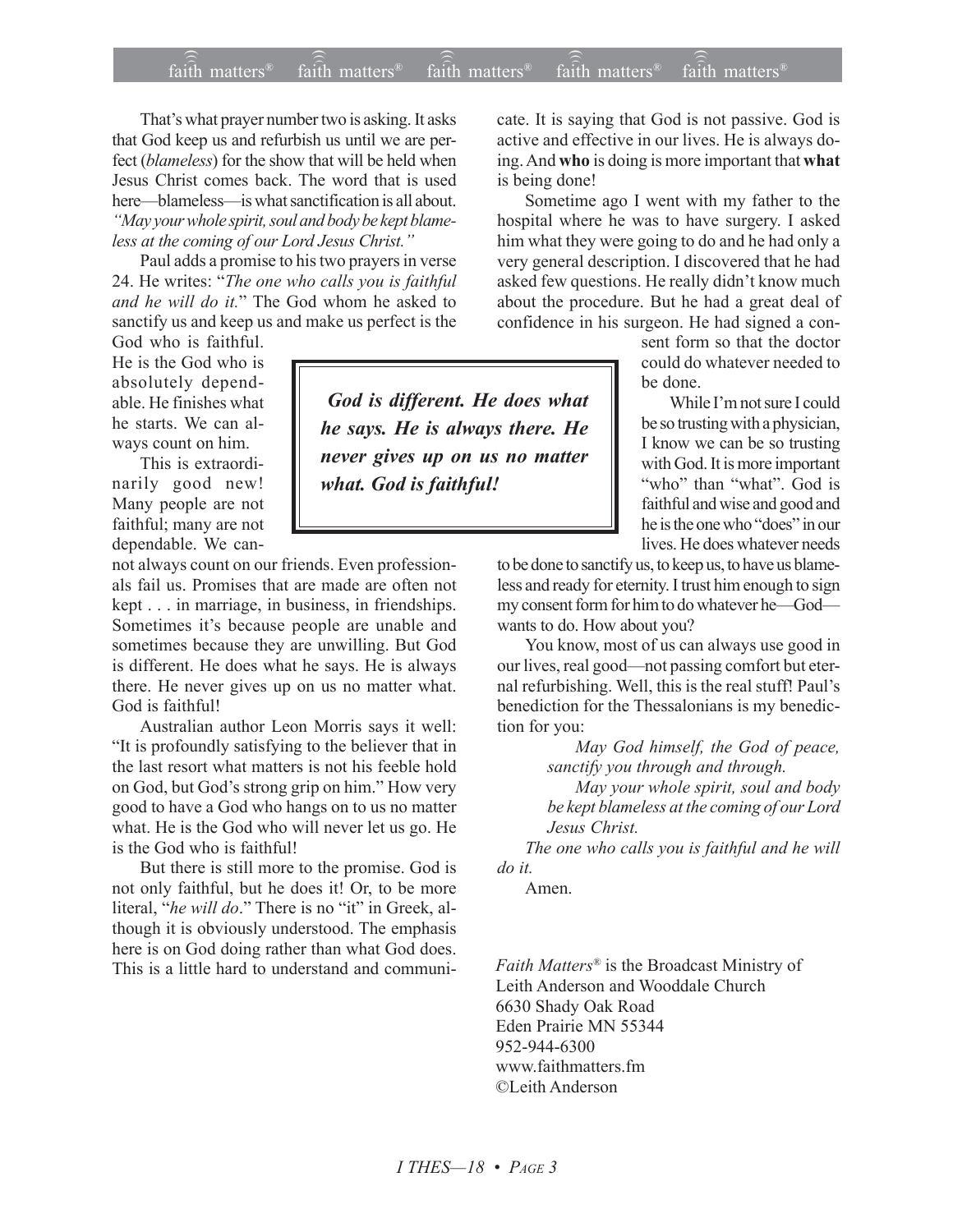That's what prayer number two is asking. It asks that God keep us and refurbish us until we are perfect (*blameless*) for the show that will be held when Jesus Christ comes back. The word that is used here—blameless—is what sanctification is all about. *"May your whole spirit, soul and body be kept blameless at the coming of our Lord Jesus Christ."*

Paul adds a promise to his two prayers in verse 24. He writes: "*The one who calls you is faithful and he will do it.*" The God whom he asked to sanctify us and keep us and make us perfect is the God who is faithful. He is the God who is absolutely dependable. He finishes what he starts. We can always count on him.

This is extraordinarily good new! Many people are not faithful; many are not dependable. We cannot always count on our friends. Even professionals fail us. Promises that are made are often not kept . . . in marriage, in business, in friendships. Sometimes it's because people are unable and sometimes because they are unwilling. But God is different. He does what he says. He is always there. He never gives up on us no matter what. God is faithful!

> ***God is different. He does what he says. He is always there. He never gives up on us no matter what. God is faithful!***

Australian author Leon Morris says it well: "It is profoundly satisfying to the believer that in the last resort what matters is not his feeble hold on God, but God's strong grip on him." How very good to have a God who hangs on to us no matter what. He is the God who will never let us go. He is the God who is faithful!

But there is still more to the promise. God is not only faithful, but he does it! Or, to be more literal, "*he will do*." There is no "it" in Greek, although it is obviously understood. The emphasis here is on God doing rather than what God does. This is a little hard to understand and communicate. It is saying that God is not passive. God is active and effective in our lives. He is always doing. And **who** is doing is more important that **what** is being done!

Sometime ago I went with my father to the hospital where he was to have surgery. I asked him what they were going to do and he had only a very general description. I discovered that he had asked few questions. He really didn't know much about the procedure. But he had a great deal of confidence in his surgeon. He had signed a consent form so that the doctor could do whatever needed to be done.

While I'm not sure I could be so trusting with a physician, I know we can be so trusting with God. It is more important "who" than "what". God is faithful and wise and good and he is the one who "does" in our lives. He does whatever needs to be done to sanctify us, to keep us, to have us blameless and ready for eternity. I trust him enough to sign my consent form for him to do whatever he—God—wants to do. How about you?

You know, most of us can always use good in our lives, real good—not passing comfort but eternal refurbishing. Well, this is the real stuff! Paul's benediction for the Thessalonians is my benediction for you:

> *May God himself, the God of peace, sanctify you through and through.*
>
> *May your whole spirit, soul and body be kept blameless at the coming of our Lord Jesus Christ.*

*The one who calls you is faithful and he will do it.*

Amen.

*Faith Matters*® is the Broadcast Ministry of
Leith Anderson and Wooddale Church
6630 Shady Oak Road
Eden Prairie MN 55344
952-944-6300
www.faithmatters.fm
©Leith Anderson